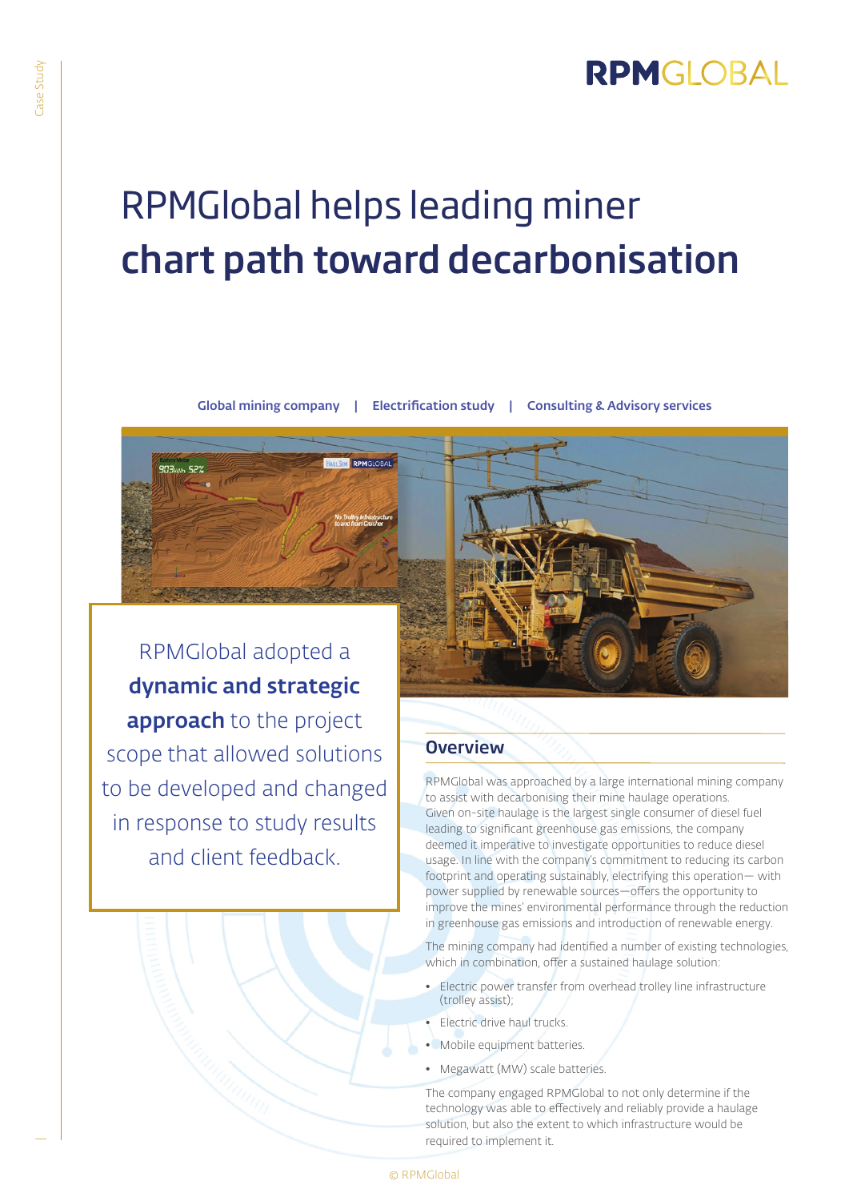# RPMGlobal helps leading miner **chart path toward decarbonisation**

Global mining company | Electrification study | Consulting & Advisory services

RPMGlobal adopted a **dynamic and strategic approach** to the project scope that allowed solutions to be developed and changed in response to study results and client feedback.

## Overview

RPMGlobal was approached by a large international mining company to assist with decarbonising their mine haulage operations. Given on-site haulage is the largest single consumer of diesel fuel leading to significant greenhouse gas emissions, the company deemed it imperative to investigate opportunities to reduce diesel usage. In line with the company's commitment to reducing its carbon footprint and operating sustainably, electrifying this operation— with power supplied by renewable sources—offers the opportunity to improve the mines' environmental performance through the reduction in greenhouse gas emissions and introduction of renewable energy.

The mining company had identified a number of existing technologies, which in combination, offer a sustained haulage solution:

- Electric power transfer from overhead trolley line infrastructure (trolley assist);
- Electric drive haul trucks.
- Mobile equipment batteries.
- Megawatt (MW) scale batteries.

The company engaged RPMGlobal to not only determine if the technology was able to effectively and reliably provide a haulage solution, but also the extent to which infrastructure would be required to implement it.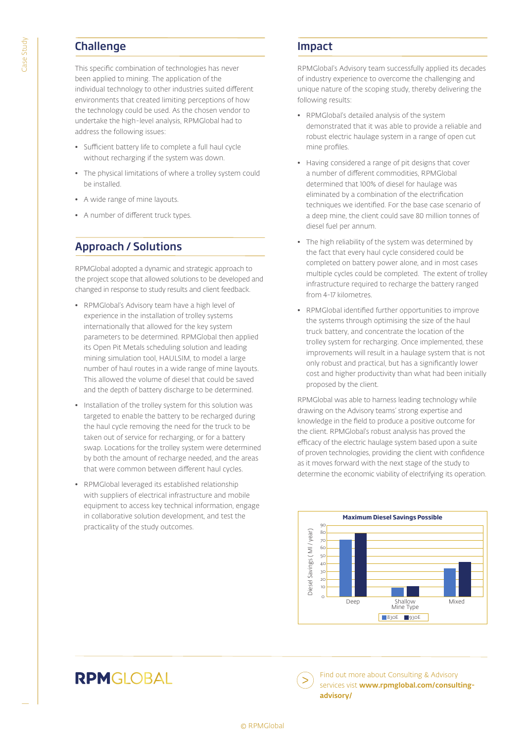## Challenge

This specific combination of technologies has never been applied to mining. The application of the individual technology to other industries suited different environments that created limiting perceptions of how the technology could be used. As the chosen vendor to undertake the high-level analysis, RPMGlobal had to address the following issues:

- Sufficient battery life to complete a full haul cycle without recharging if the system was down.
- The physical limitations of where a trolley system could be installed.
- A wide range of mine layouts.
- A number of different truck types.

## Approach / Solutions

RPMGlobal adopted a dynamic and strategic approach to the project scope that allowed solutions to be developed and changed in response to study results and client feedback.

- RPMGlobal's Advisory team have a high level of experience in the installation of trolley systems internationally that allowed for the key system parameters to be determined. RPMGlobal then applied its Open Pit Metals scheduling solution and leading mining simulation tool, HAULSIM, to model a large number of haul routes in a wide range of mine layouts. This allowed the volume of diesel that could be saved and the depth of battery discharge to be determined.
- Installation of the trolley system for this solution was targeted to enable the battery to be recharged during the haul cycle removing the need for the truck to be taken out of service for recharging, or for a battery swap. Locations for the trolley system were determined by both the amount of recharge needed, and the areas that were common between different haul cycles.
- RPMGlobal leveraged its established relationship with suppliers of electrical infrastructure and mobile equipment to access key technical information, engage in collaborative solution development, and test the practicality of the study outcomes.

## Impact

RPMGlobal's Advisory team successfully applied its decades of industry experience to overcome the challenging and unique nature of the scoping study, thereby delivering the following results:

- RPMGlobal's detailed analysis of the system demonstrated that it was able to provide a reliable and robust electric haulage system in a range of open cut mine profiles.
- Having considered a range of pit designs that cover a number of different commodities, RPMGlobal determined that 100% of diesel for haulage was eliminated by a combination of the electrification techniques we identified. For the base case scenario of a deep mine, the client could save 80 million tonnes of diesel fuel per annum.
- The high reliability of the system was determined by the fact that every haul cycle considered could be completed on battery power alone, and in most cases multiple cycles could be completed. The extent of trolley infrastructure required to recharge the battery ranged from 4-17 kilometres.
- RPMGlobal identified further opportunities to improve the systems through optimising the size of the haul truck battery, and concentrate the location of the trolley system for recharging. Once implemented, these improvements will result in a haulage system that is not only robust and practical, but has a significantly lower cost and higher productivity than what had been initially proposed by the client.

RPMGlobal was able to harness leading technology while drawing on the Advisory teams' strong expertise and knowledge in the field to produce a positive outcome for the client. RPMGlobal's robust analysis has proved the efficacy of the electric haulage system based upon a suite of proven technologies, providing the client with confidence as it moves forward with the next stage of the study to determine the economic viability of electrifying its operation.

Maximum Diesel Savings Possible

Diesel Savings ( Ml / year)

0 10 20 30 40 50 60 70 80 90

Deep
Shallow
Mixed

Mine Type

830E 930E

RPMGLOBAL

Find out more about Consulting & Advisory services visit **www.rpmglobal.com/consulting-advisory/**

© RPMGlobal